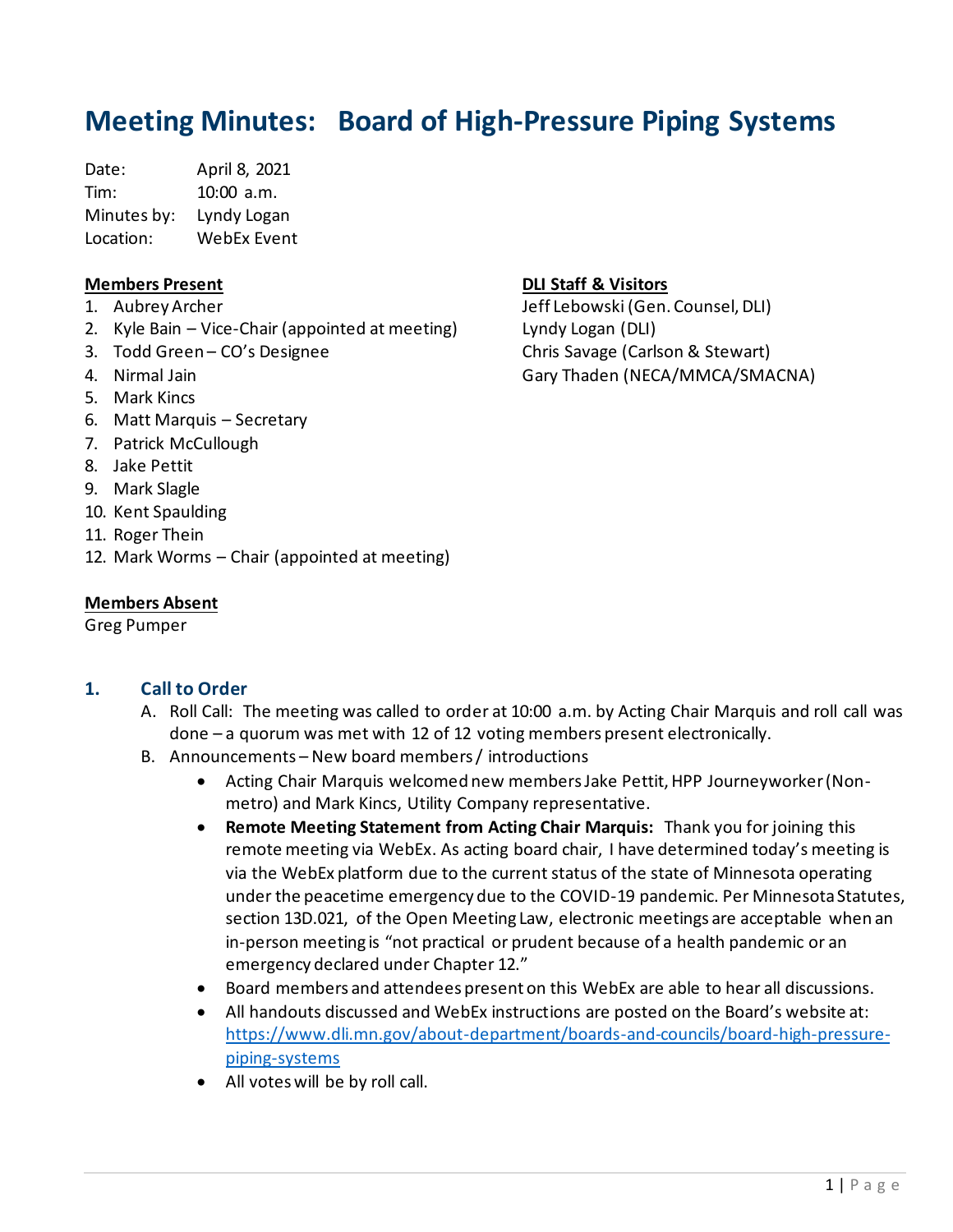# Meeting Minutes: Board of High-Pressure Piping Systems

Date: April 8, 2021
Tim: 10:00 a.m.
Minutes by: Lyndy Logan
Location: WebEx Event

**Members Present**

1. Aubrey Archer
2. Kyle Bain – Vice-Chair (appointed at meeting)
3. Todd Green – CO's Designee
4. Nirmal Jain
5. Mark Kincs
6. Matt Marquis – Secretary
7. Patrick McCullough
8. Jake Pettit
9. Mark Slagle
10. Kent Spaulding
11. Roger Thein
12. Mark Worms – Chair (appointed at meeting)

**DLI Staff & Visitors**

Jeff Lebowski (Gen. Counsel, DLI)
Lyndy Logan (DLI)
Chris Savage (Carlson & Stewart)
Gary Thaden (NECA/MMCA/SMACNA)

**Members Absent**

Greg Pumper

## 1. Call to Order

A. Roll Call: The meeting was called to order at 10:00 a.m. by Acting Chair Marquis and roll call was done – a quorum was met with 12 of 12 voting members present electronically.

B. Announcements – New board members / introductions

- Acting Chair Marquis welcomed new members Jake Pettit, HPP Journeyworker (Non-metro) and Mark Kincs, Utility Company representative.
- **Remote Meeting Statement from Acting Chair Marquis:** Thank you for joining this remote meeting via WebEx. As acting board chair, I have determined today's meeting is via the WebEx platform due to the current status of the state of Minnesota operating under the peacetime emergency due to the COVID-19 pandemic. Per Minnesota Statutes, section 13D.021, of the Open Meeting Law, electronic meetings are acceptable when an in-person meeting is "not practical or prudent because of a health pandemic or an emergency declared under Chapter 12."
- Board members and attendees present on this WebEx are able to hear all discussions.
- All handouts discussed and WebEx instructions are posted on the Board's website at: https://www.dli.mn.gov/about-department/boards-and-councils/board-high-pressure-piping-systems
- All votes will be by roll call.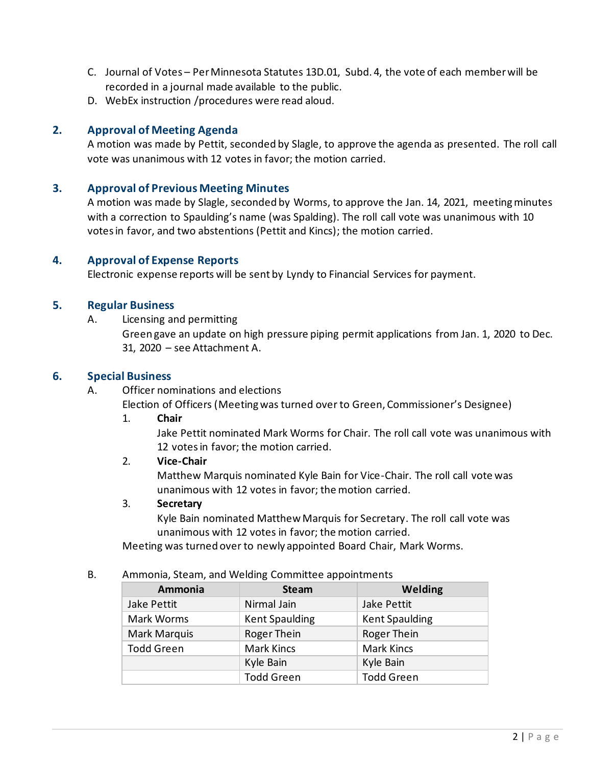C. Journal of Votes – Per Minnesota Statutes 13D.01, Subd. 4, the vote of each member will be recorded in a journal made available to the public.

D. WebEx instruction /procedures were read aloud.

## 2. Approval of Meeting Agenda

A motion was made by Pettit, seconded by Slagle, to approve the agenda as presented. The roll call vote was unanimous with 12 votes in favor; the motion carried.

## 3. Approval of Previous Meeting Minutes

A motion was made by Slagle, seconded by Worms, to approve the Jan. 14, 2021, meeting minutes with a correction to Spaulding's name (was Spalding). The roll call vote was unanimous with 10 votes in favor, and two abstentions (Pettit and Kincs); the motion carried.

## 4. Approval of Expense Reports

Electronic expense reports will be sent by Lyndy to Financial Services for payment.

## 5. Regular Business

A. Licensing and permitting

Green gave an update on high pressure piping permit applications from Jan. 1, 2020 to Dec. 31, 2020 – see Attachment A.

## 6. Special Business

A. Officer nominations and elections

Election of Officers (Meeting was turned over to Green, Commissioner's Designee)

1. **Chair**

   Jake Pettit nominated Mark Worms for Chair. The roll call vote was unanimous with 12 votes in favor; the motion carried.

2. **Vice-Chair**

   Matthew Marquis nominated Kyle Bain for Vice-Chair. The roll call vote was unanimous with 12 votes in favor; the motion carried.

3. **Secretary**

   Kyle Bain nominated Matthew Marquis for Secretary. The roll call vote was unanimous with 12 votes in favor; the motion carried.

Meeting was turned over to newly appointed Board Chair, Mark Worms.

B. Ammonia, Steam, and Welding Committee appointments

| Ammonia | Steam | Welding |
|---|---|---|
| Jake Pettit | Nirmal Jain | Jake Pettit |
| Mark Worms | Kent Spaulding | Kent Spaulding |
| Mark Marquis | Roger Thein | Roger Thein |
| Todd Green | Mark Kincs | Mark Kincs |
| | Kyle Bain | Kyle Bain |
| | Todd Green | Todd Green |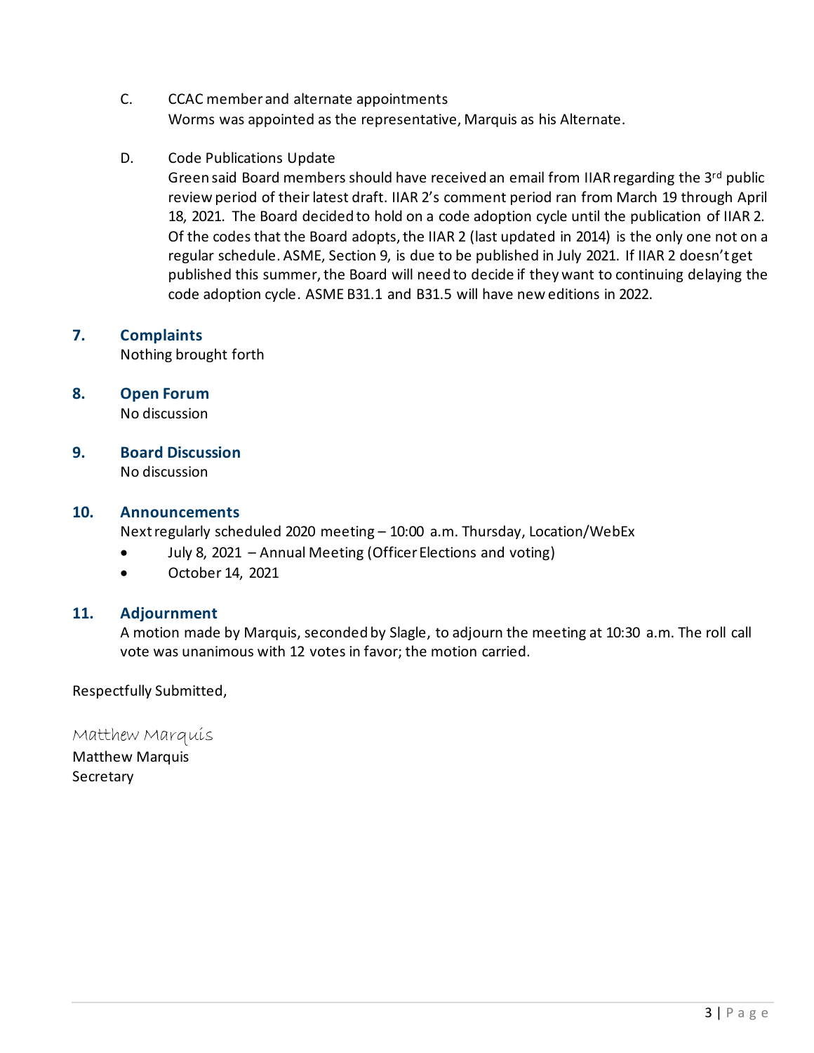C. CCAC member and alternate appointments
Worms was appointed as the representative, Marquis as his Alternate.

D. Code Publications Update
Green said Board members should have received an email from IIAR regarding the 3rd public review period of their latest draft. IIAR 2's comment period ran from March 19 through April 18, 2021. The Board decided to hold on a code adoption cycle until the publication of IIAR 2. Of the codes that the Board adopts, the IIAR 2 (last updated in 2014) is the only one not on a regular schedule. ASME, Section 9, is due to be published in July 2021. If IIAR 2 doesn't get published this summer, the Board will need to decide if they want to continuing delaying the code adoption cycle. ASME B31.1 and B31.5 will have new editions in 2022.

## 7. Complaints

Nothing brought forth

## 8. Open Forum

No discussion

## 9. Board Discussion

No discussion

## 10. Announcements

Next regularly scheduled 2020 meeting – 10:00 a.m. Thursday, Location/WebEx

- July 8, 2021 – Annual Meeting (Officer Elections and voting)
- October 14, 2021

## 11. Adjournment

A motion made by Marquis, seconded by Slagle, to adjourn the meeting at 10:30 a.m. The roll call vote was unanimous with 12 votes in favor; the motion carried.

Respectfully Submitted,

*Matthew Marquis*
Matthew Marquis
Secretary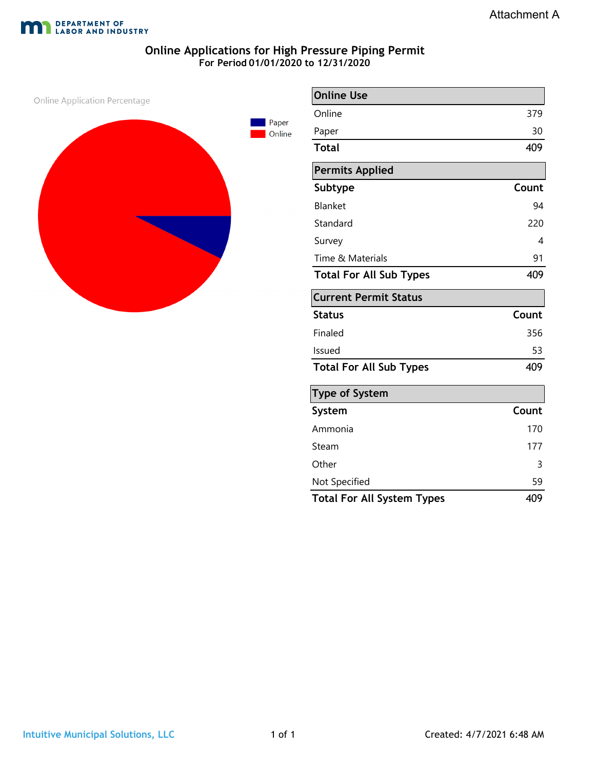Attachment A

DEPARTMENT OF LABOR AND INDUSTRY

# Online Applications for High Pressure Piping Permit

**For Period 01/01/2020 to 12/31/2020**

Online Application Percentage

Paper

Online

| Online Use | |
|---|---|
| Online | 379 |
| Paper | 30 |
| **Total** | **409** |

| Permits Applied | |
|---|---|
| **Subtype** | **Count** |
| Blanket | 94 |
| Standard | 220 |
| Survey | 4 |
| Time & Materials | 91 |
| **Total For All Sub Types** | **409** |

| Current Permit Status | |
|---|---|
| **Status** | **Count** |
| Finaled | 356 |
| Issued | 53 |
| **Total For All Sub Types** | **409** |

| Type of System | |
|---|---|
| **System** | **Count** |
| Ammonia | 170 |
| Steam | 177 |
| Other | 3 |
| Not Specified | 59 |
| **Total For All System Types** | **409** |

Intuitive Municipal Solutions, LLC

Created: 4/7/2021 6:48 AM